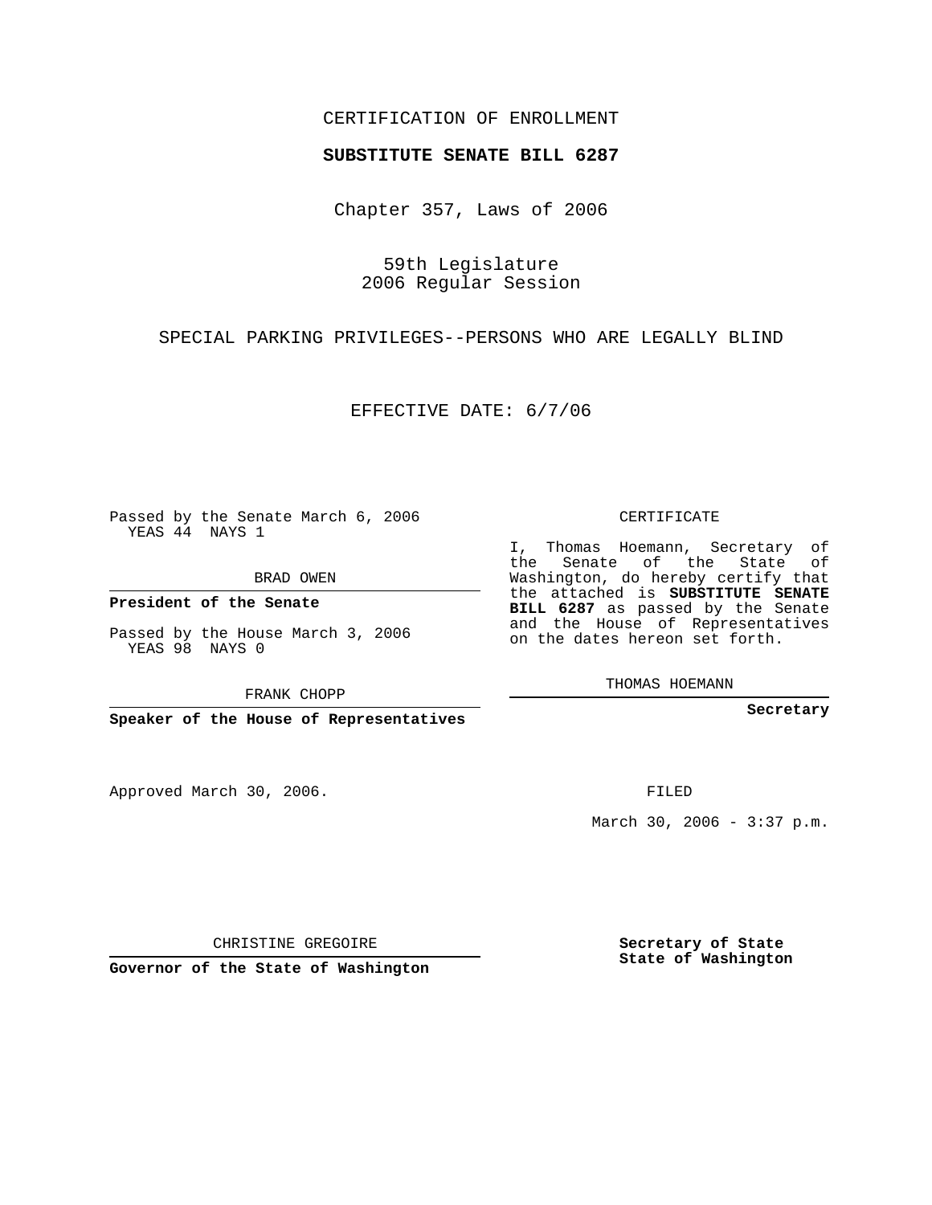CERTIFICATION OF ENROLLMENT

**SUBSTITUTE SENATE BILL 6287**

Chapter 357, Laws of 2006

59th Legislature
2006 Regular Session

SPECIAL PARKING PRIVILEGES--PERSONS WHO ARE LEGALLY BLIND

EFFECTIVE DATE: 6/7/06

Passed by the Senate March 6, 2006
YEAS 44 NAYS 1

BRAD OWEN

**President of the Senate**

Passed by the House March 3, 2006
YEAS 98 NAYS 0

FRANK CHOPP

**Speaker of the House of Representatives**

Approved March 30, 2006.

CHRISTINE GREGOIRE

**Governor of the State of Washington**

CERTIFICATE

I, Thomas Hoemann, Secretary of the Senate of the State of Washington, do hereby certify that the attached is **SUBSTITUTE SENATE BILL 6287** as passed by the Senate and the House of Representatives on the dates hereon set forth.

THOMAS HOEMANN

**Secretary**

FILED

March 30, 2006 - 3:37 p.m.

**Secretary of State**
**State of Washington**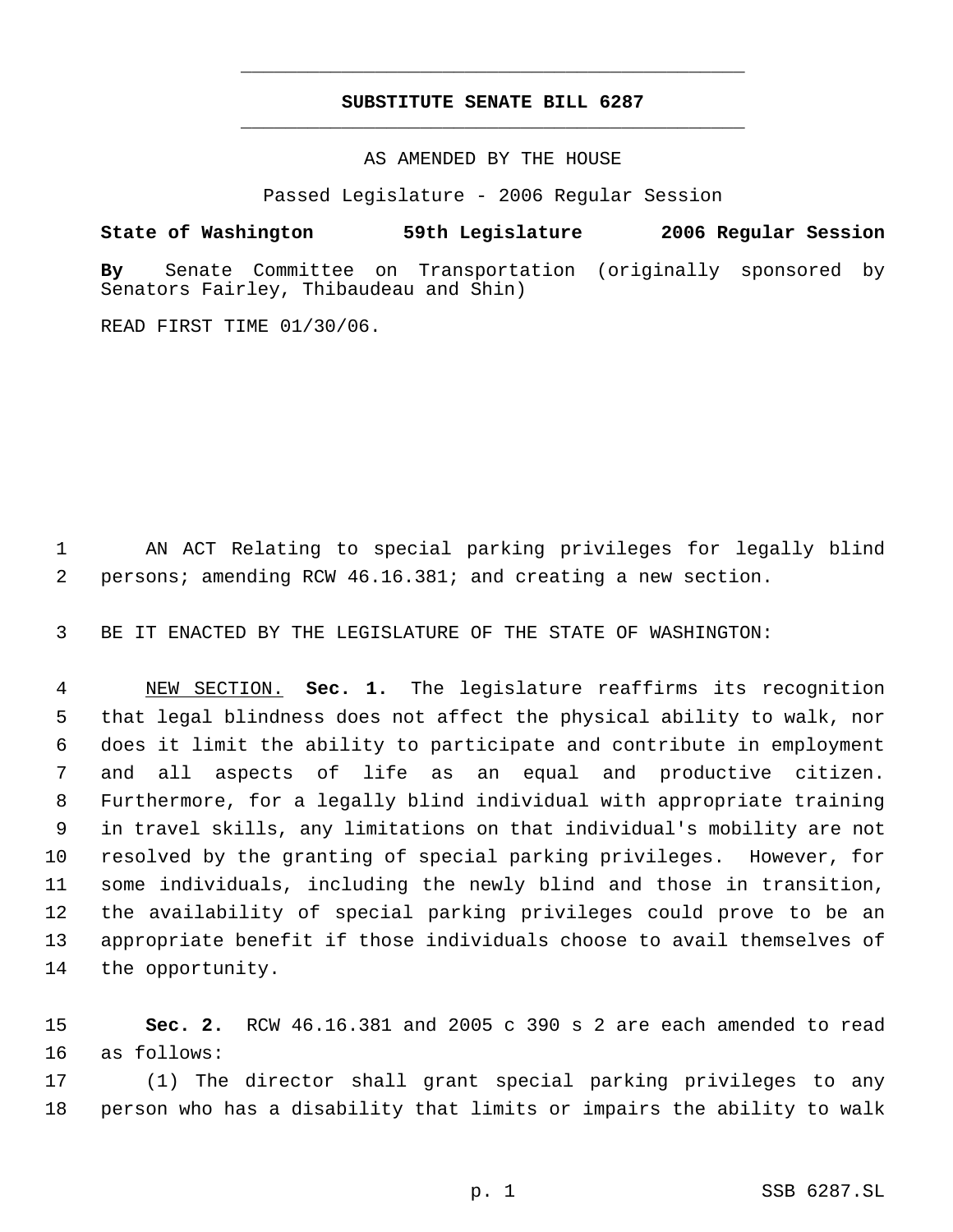# SUBSTITUTE SENATE BILL 6287

AS AMENDED BY THE HOUSE

Passed Legislature - 2006 Regular Session

**State of Washington 59th Legislature 2006 Regular Session**

**By** Senate Committee on Transportation (originally sponsored by Senators Fairley, Thibaudeau and Shin)

READ FIRST TIME 01/30/06.

1 AN ACT Relating to special parking privileges for legally blind
2 persons; amending RCW 46.16.381; and creating a new section.

3 BE IT ENACTED BY THE LEGISLATURE OF THE STATE OF WASHINGTON:

4 NEW SECTION. **Sec. 1.** The legislature reaffirms its recognition
5 that legal blindness does not affect the physical ability to walk, nor
6 does it limit the ability to participate and contribute in employment
7 and all aspects of life as an equal and productive citizen.
8 Furthermore, for a legally blind individual with appropriate training
9 in travel skills, any limitations on that individual's mobility are not
10 resolved by the granting of special parking privileges. However, for
11 some individuals, including the newly blind and those in transition,
12 the availability of special parking privileges could prove to be an
13 appropriate benefit if those individuals choose to avail themselves of
14 the opportunity.

15 **Sec. 2.** RCW 46.16.381 and 2005 c 390 s 2 are each amended to read
16 as follows:
17 (1) The director shall grant special parking privileges to any
18 person who has a disability that limits or impairs the ability to walk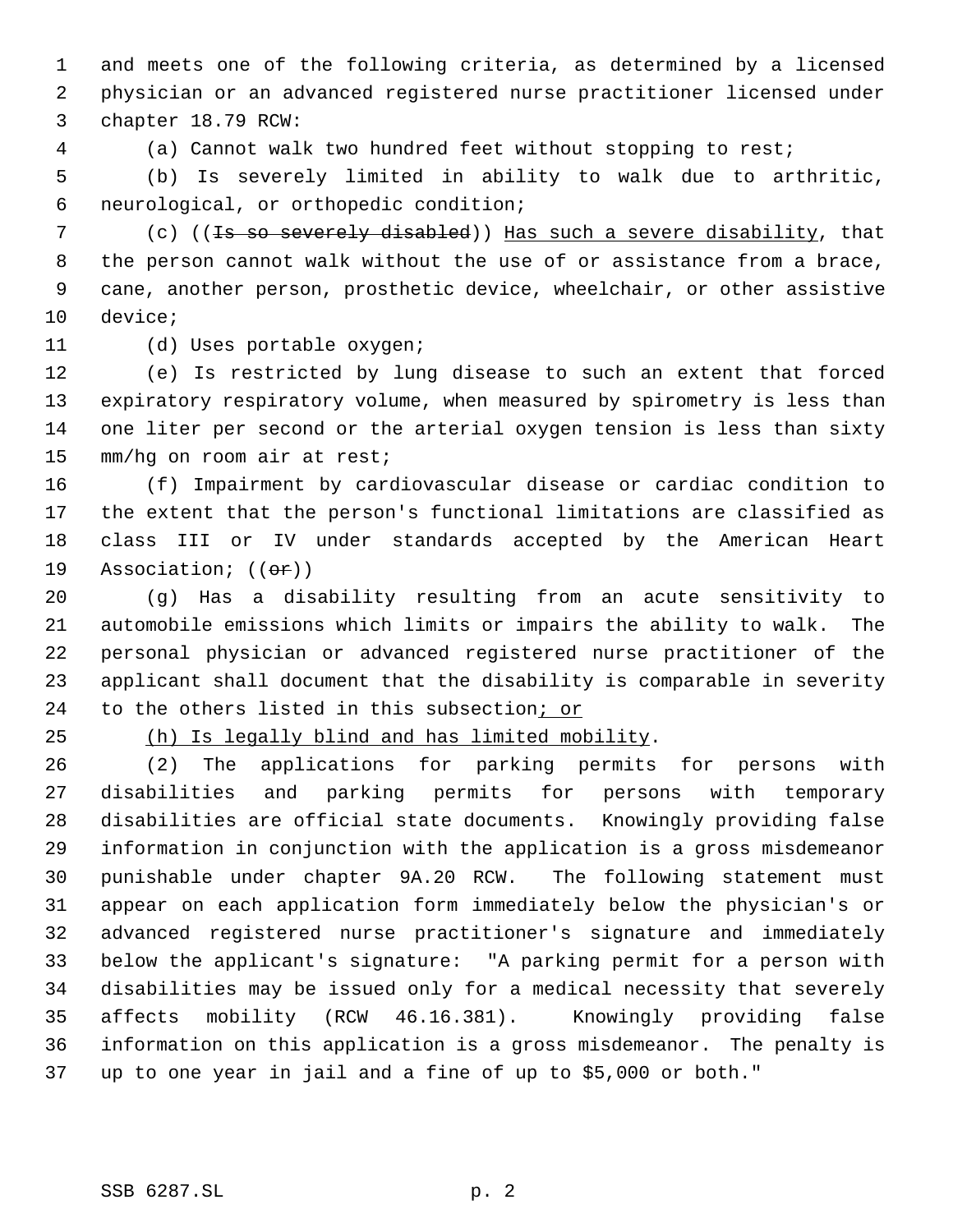and meets one of the following criteria, as determined by a licensed physician or an advanced registered nurse practitioner licensed under chapter 18.79 RCW:

(a) Cannot walk two hundred feet without stopping to rest;

(b) Is severely limited in ability to walk due to arthritic, neurological, or orthopedic condition;

(c) ((~~Is so severely disabled~~)) <u>Has such a severe disability</u>, that the person cannot walk without the use of or assistance from a brace, cane, another person, prosthetic device, wheelchair, or other assistive device;

(d) Uses portable oxygen;

(e) Is restricted by lung disease to such an extent that forced expiratory respiratory volume, when measured by spirometry is less than one liter per second or the arterial oxygen tension is less than sixty mm/hg on room air at rest;

(f) Impairment by cardiovascular disease or cardiac condition to the extent that the person's functional limitations are classified as class III or IV under standards accepted by the American Heart Association; ((~~or~~))

(g) Has a disability resulting from an acute sensitivity to automobile emissions which limits or impairs the ability to walk. The personal physician or advanced registered nurse practitioner of the applicant shall document that the disability is comparable in severity to the others listed in this subsection<u>; or</u>

<u>(h) Is legally blind and has limited mobility</u>.

(2) The applications for parking permits for persons with disabilities and parking permits for persons with temporary disabilities are official state documents. Knowingly providing false information in conjunction with the application is a gross misdemeanor punishable under chapter 9A.20 RCW. The following statement must appear on each application form immediately below the physician's or advanced registered nurse practitioner's signature and immediately below the applicant's signature: "A parking permit for a person with disabilities may be issued only for a medical necessity that severely affects mobility (RCW 46.16.381). Knowingly providing false information on this application is a gross misdemeanor. The penalty is up to one year in jail and a fine of up to $5,000 or both."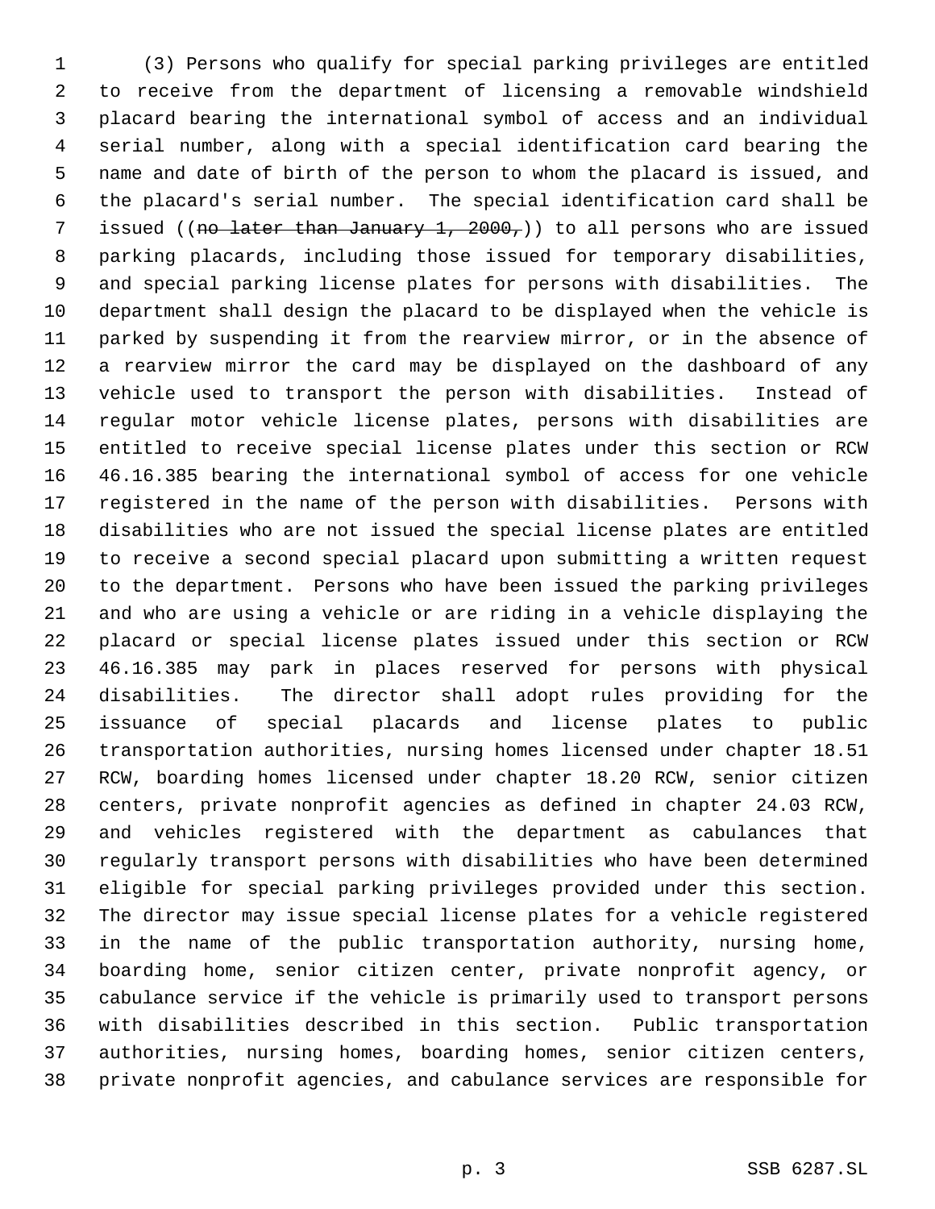(3) Persons who qualify for special parking privileges are entitled to receive from the department of licensing a removable windshield placard bearing the international symbol of access and an individual serial number, along with a special identification card bearing the name and date of birth of the person to whom the placard is issued, and the placard's serial number. The special identification card shall be issued ((~~no later than January 1, 2000,~~)) to all persons who are issued parking placards, including those issued for temporary disabilities, and special parking license plates for persons with disabilities. The department shall design the placard to be displayed when the vehicle is parked by suspending it from the rearview mirror, or in the absence of a rearview mirror the card may be displayed on the dashboard of any vehicle used to transport the person with disabilities. Instead of regular motor vehicle license plates, persons with disabilities are entitled to receive special license plates under this section or RCW 46.16.385 bearing the international symbol of access for one vehicle registered in the name of the person with disabilities. Persons with disabilities who are not issued the special license plates are entitled to receive a second special placard upon submitting a written request to the department. Persons who have been issued the parking privileges and who are using a vehicle or are riding in a vehicle displaying the placard or special license plates issued under this section or RCW 46.16.385 may park in places reserved for persons with physical disabilities. The director shall adopt rules providing for the issuance of special placards and license plates to public transportation authorities, nursing homes licensed under chapter 18.51 RCW, boarding homes licensed under chapter 18.20 RCW, senior citizen centers, private nonprofit agencies as defined in chapter 24.03 RCW, and vehicles registered with the department as cabulances that regularly transport persons with disabilities who have been determined eligible for special parking privileges provided under this section. The director may issue special license plates for a vehicle registered in the name of the public transportation authority, nursing home, boarding home, senior citizen center, private nonprofit agency, or cabulance service if the vehicle is primarily used to transport persons with disabilities described in this section. Public transportation authorities, nursing homes, boarding homes, senior citizen centers, private nonprofit agencies, and cabulance services are responsible for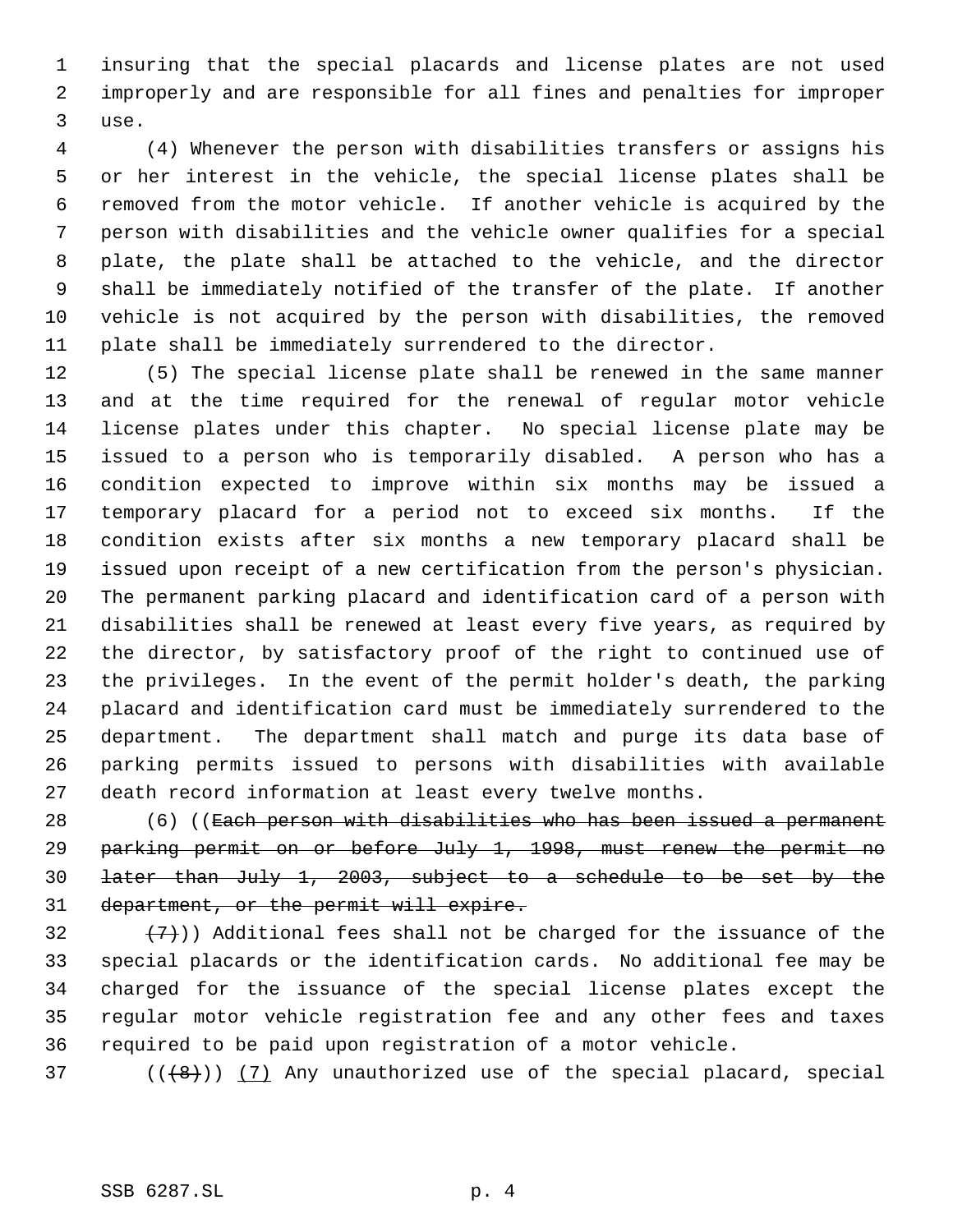insuring that the special placards and license plates are not used improperly and are responsible for all fines and penalties for improper use.

(4) Whenever the person with disabilities transfers or assigns his or her interest in the vehicle, the special license plates shall be removed from the motor vehicle. If another vehicle is acquired by the person with disabilities and the vehicle owner qualifies for a special plate, the plate shall be attached to the vehicle, and the director shall be immediately notified of the transfer of the plate. If another vehicle is not acquired by the person with disabilities, the removed plate shall be immediately surrendered to the director.

(5) The special license plate shall be renewed in the same manner and at the time required for the renewal of regular motor vehicle license plates under this chapter. No special license plate may be issued to a person who is temporarily disabled. A person who has a condition expected to improve within six months may be issued a temporary placard for a period not to exceed six months. If the condition exists after six months a new temporary placard shall be issued upon receipt of a new certification from the person's physician. The permanent parking placard and identification card of a person with disabilities shall be renewed at least every five years, as required by the director, by satisfactory proof of the right to continued use of the privileges. In the event of the permit holder's death, the parking placard and identification card must be immediately surrendered to the department. The department shall match and purge its data base of parking permits issued to persons with disabilities with available death record information at least every twelve months.

(6) ((~~Each person with disabilities who has been issued a permanent parking permit on or before July 1, 1998, must renew the permit no later than July 1, 2003, subject to a schedule to be set by the department, or the permit will expire.~~

~~(7)~~)) Additional fees shall not be charged for the issuance of the special placards or the identification cards. No additional fee may be charged for the issuance of the special license plates except the regular motor vehicle registration fee and any other fees and taxes required to be paid upon registration of a motor vehicle.

((~~(8)~~)) <u>(7)</u> Any unauthorized use of the special placard, special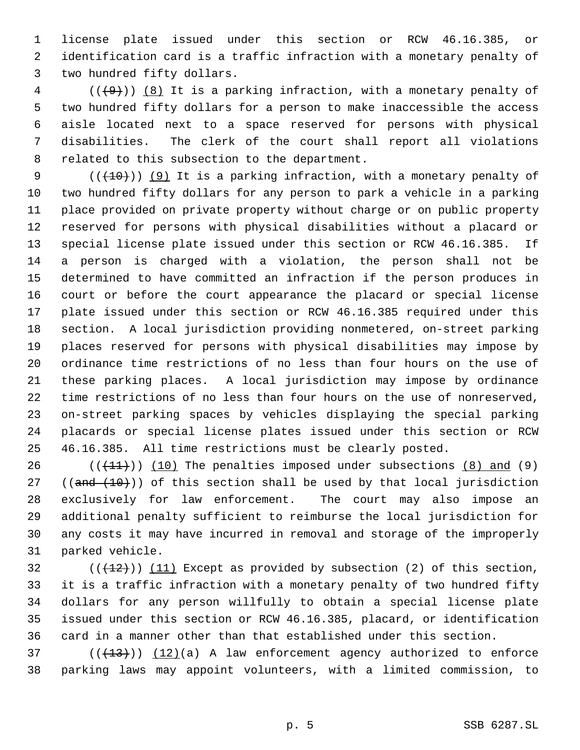license plate issued under this section or RCW 46.16.385, or identification card is a traffic infraction with a monetary penalty of two hundred fifty dollars.

~~((9))~~ (8) It is a parking infraction, with a monetary penalty of two hundred fifty dollars for a person to make inaccessible the access aisle located next to a space reserved for persons with physical disabilities. The clerk of the court shall report all violations related to this subsection to the department.

~~((10))~~ (9) It is a parking infraction, with a monetary penalty of two hundred fifty dollars for any person to park a vehicle in a parking place provided on private property without charge or on public property reserved for persons with physical disabilities without a placard or special license plate issued under this section or RCW 46.16.385. If a person is charged with a violation, the person shall not be determined to have committed an infraction if the person produces in court or before the court appearance the placard or special license plate issued under this section or RCW 46.16.385 required under this section. A local jurisdiction providing nonmetered, on-street parking places reserved for persons with physical disabilities may impose by ordinance time restrictions of no less than four hours on the use of these parking places. A local jurisdiction may impose by ordinance time restrictions of no less than four hours on the use of nonreserved, on-street parking spaces by vehicles displaying the special parking placards or special license plates issued under this section or RCW 46.16.385. All time restrictions must be clearly posted.

~~((11))~~ (10) The penalties imposed under subsections (8) and (9) ~~((and (10)))~~ of this section shall be used by that local jurisdiction exclusively for law enforcement. The court may also impose an additional penalty sufficient to reimburse the local jurisdiction for any costs it may have incurred in removal and storage of the improperly parked vehicle.

~~((12))~~ (11) Except as provided by subsection (2) of this section, it is a traffic infraction with a monetary penalty of two hundred fifty dollars for any person willfully to obtain a special license plate issued under this section or RCW 46.16.385, placard, or identification card in a manner other than that established under this section.

~~((13))~~ (12)(a) A law enforcement agency authorized to enforce parking laws may appoint volunteers, with a limited commission, to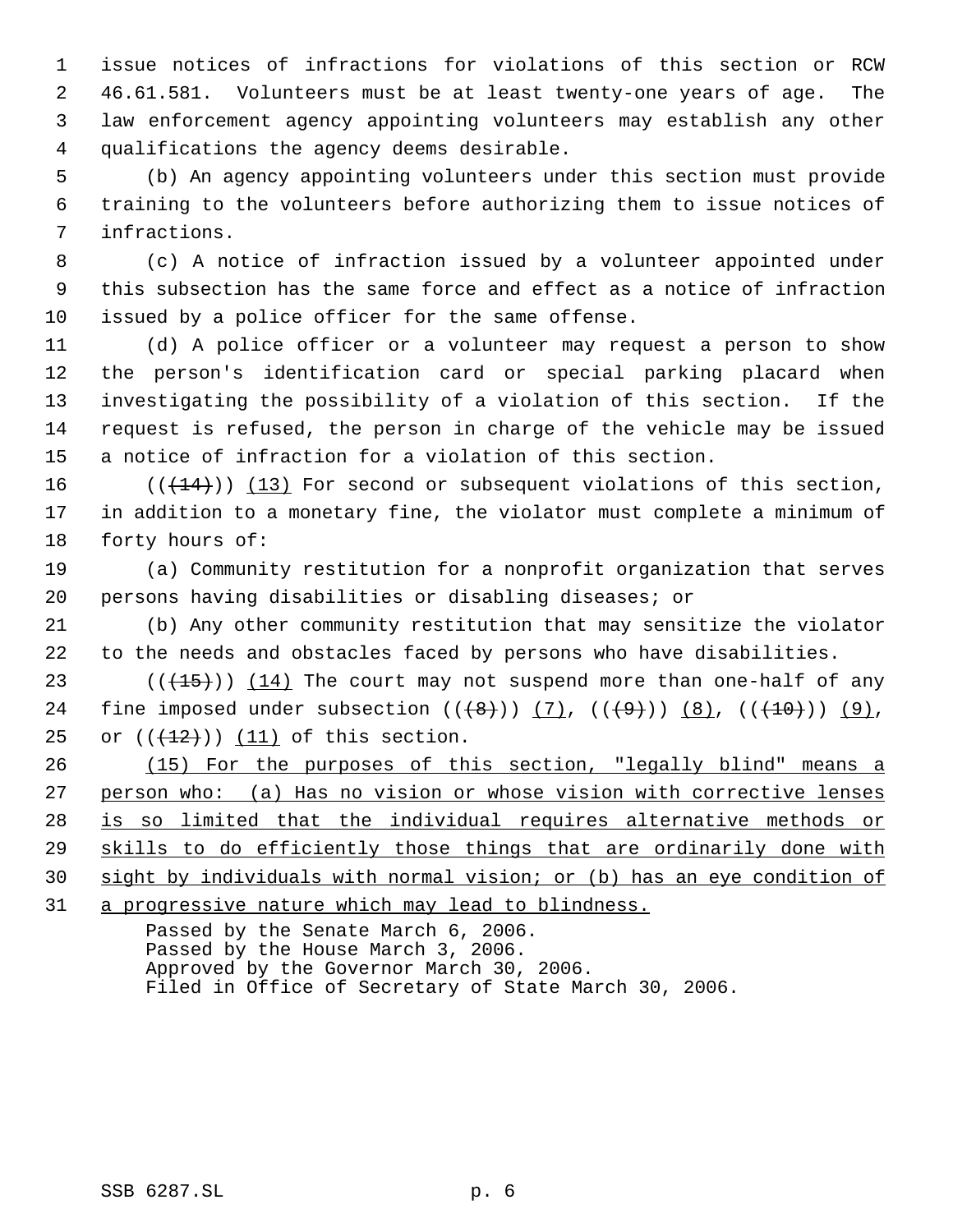issue notices of infractions for violations of this section or RCW 46.61.581. Volunteers must be at least twenty-one years of age. The law enforcement agency appointing volunteers may establish any other qualifications the agency deems desirable.

(b) An agency appointing volunteers under this section must provide training to the volunteers before authorizing them to issue notices of infractions.

(c) A notice of infraction issued by a volunteer appointed under this subsection has the same force and effect as a notice of infraction issued by a police officer for the same offense.

(d) A police officer or a volunteer may request a person to show the person's identification card or special parking placard when investigating the possibility of a violation of this section. If the request is refused, the person in charge of the vehicle may be issued a notice of infraction for a violation of this section.

~~((14))~~ (13) For second or subsequent violations of this section, in addition to a monetary fine, the violator must complete a minimum of forty hours of:

(a) Community restitution for a nonprofit organization that serves persons having disabilities or disabling diseases; or

(b) Any other community restitution that may sensitize the violator to the needs and obstacles faced by persons who have disabilities.

~~((15))~~ (14) The court may not suspend more than one-half of any fine imposed under subsection ~~((8))~~ (7), ~~((9))~~ (8), ~~((10))~~ (9), or ~~((12))~~ (11) of this section.

(15) For the purposes of this section, "legally blind" means a person who: (a) Has no vision or whose vision with corrective lenses is so limited that the individual requires alternative methods or skills to do efficiently those things that are ordinarily done with sight by individuals with normal vision; or (b) has an eye condition of a progressive nature which may lead to blindness.

Passed by the Senate March 6, 2006.
Passed by the House March 3, 2006.
Approved by the Governor March 30, 2006.
Filed in Office of Secretary of State March 30, 2006.